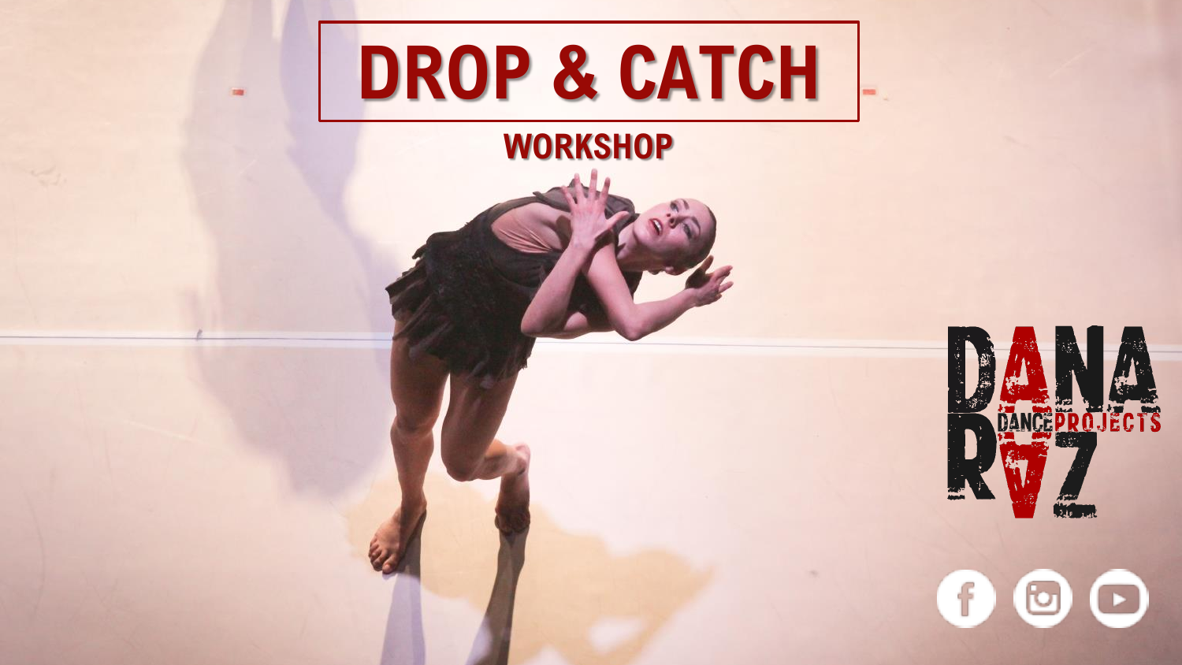# DROP & CATCH

## WORKSHOP

DANA RUZ DANCE PROJECTS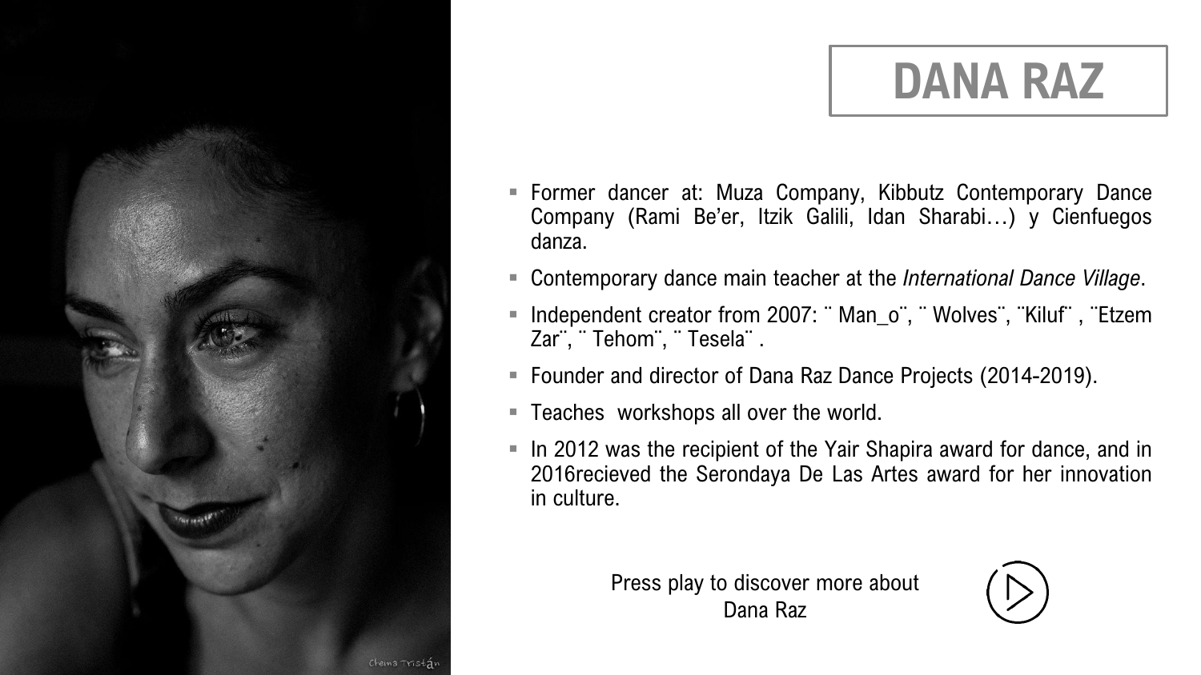# DANA RAZ

- Former dancer at: Muza Company, Kibbutz Contemporary Dance Company (Rami Be'er, Itzik Galili, Idan Sharabi…) y Cienfuegos danza.
- Contemporary dance main teacher at the *International Dance Village*.
- Independent creator from 2007: ¨ Man_o¨, ¨ Wolves¨, ¨Kiluf¨ , ¨Etzem Zar¨, ¨ Tehom¨, ¨ Tesela¨ .
- Founder and director of Dana Raz Dance Projects (2014-2019).
- Teaches workshops all over the world.
- In 2012 was the recipient of the Yair Shapira award for dance, and in 2016recieved the Serondaya De Las Artes award for her innovation in culture.

Press play to discover more about Dana Raz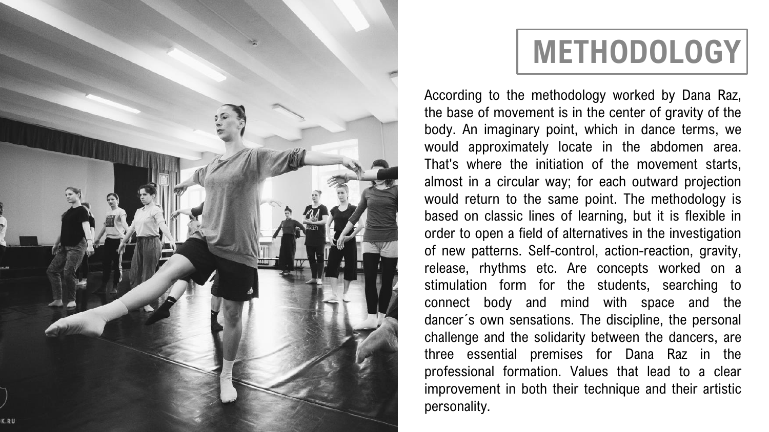# METHODOLOGY

According to the methodology worked by Dana Raz, the base of movement is in the center of gravity of the body. An imaginary point, which in dance terms, we would approximately locate in the abdomen area. That's where the initiation of the movement starts, almost in a circular way; for each outward projection would return to the same point. The methodology is based on classic lines of learning, but it is flexible in order to open a field of alternatives in the investigation of new patterns. Self-control, action-reaction, gravity, release, rhythms etc. Are concepts worked on a stimulation form for the students, searching to connect body and mind with space and the dancer´s own sensations. The discipline, the personal challenge and the solidarity between the dancers, are three essential premises for Dana Raz in the professional formation. Values that lead to a clear improvement in both their technique and their artistic personality.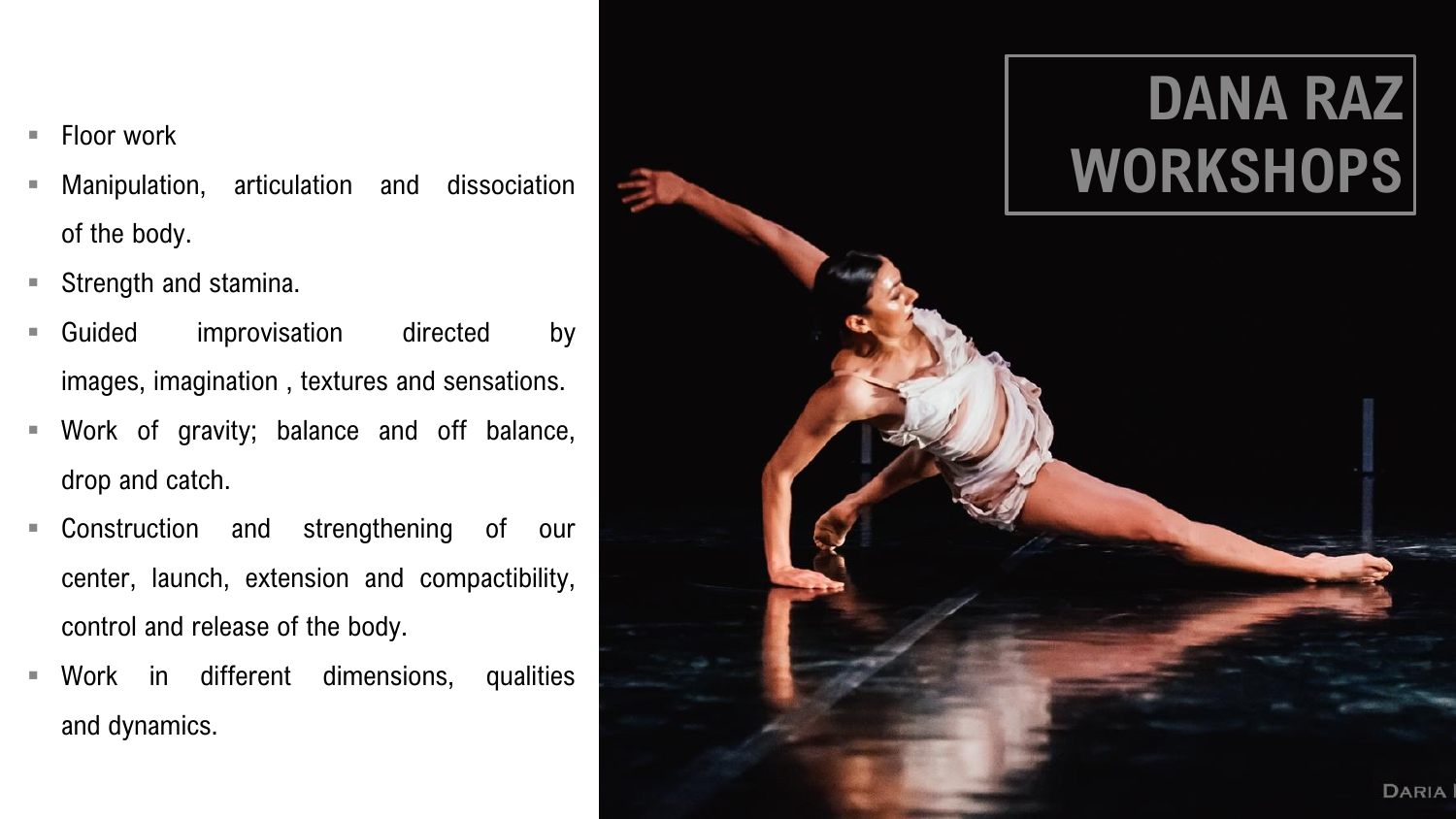# DANA RAZ WORKSHOPS

- Floor work
- Manipulation, articulation and dissociation of the body.
- Strength and stamina.
- Guided improvisation directed by images, imagination , textures and sensations.
- Work of gravity; balance and off balance, drop and catch.
- Construction and strengthening of our center, launch, extension and compactibility, control and release of the body.
- Work in different dimensions, qualities and dynamics.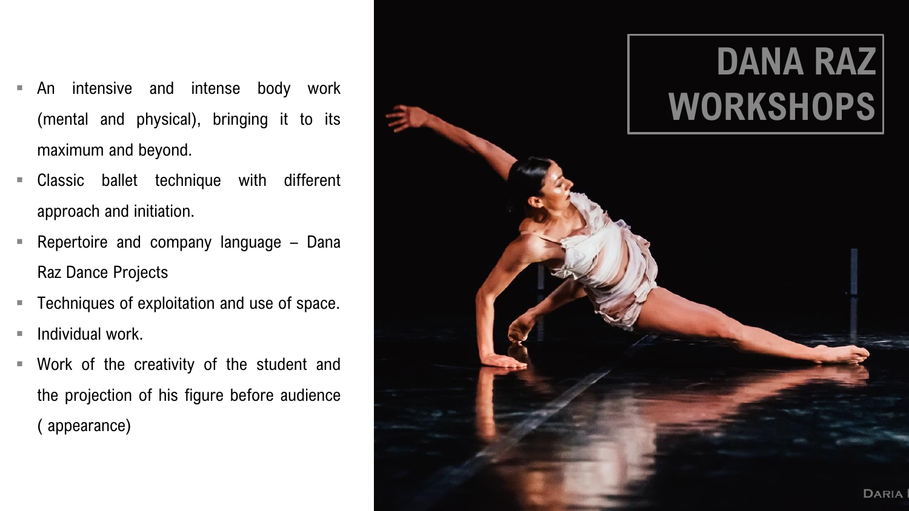# DANA RAZ WORKSHOPS

- An intensive and intense body work (mental and physical), bringing it to its maximum and beyond.
- Classic ballet technique with different approach and initiation.
- Repertoire and company language – Dana Raz Dance Projects
- Techniques of exploitation and use of space.
- Individual work.
- Work of the creativity of the student and the projection of his figure before audience ( appearance)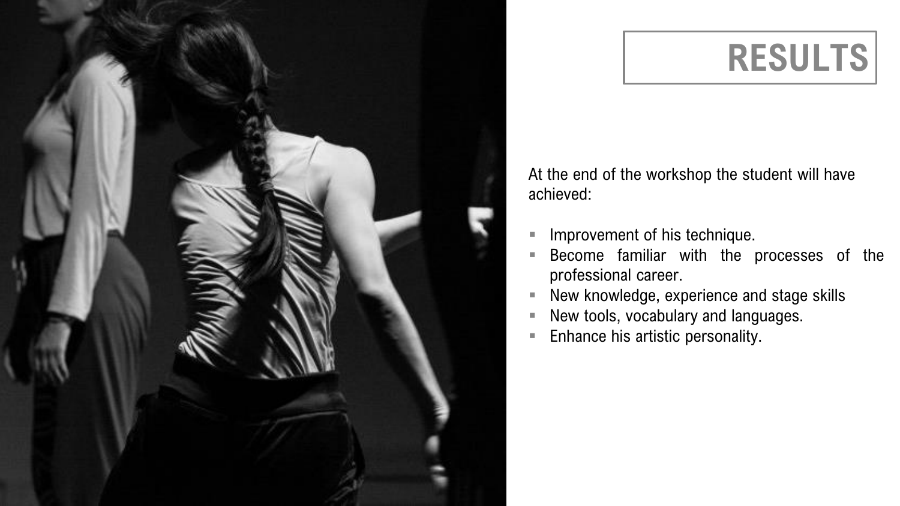# RESULTS

At the end of the workshop the student will have achieved:

- Improvement of his technique.
- Become familiar with the processes of the professional career.
- New knowledge, experience and stage skills
- New tools, vocabulary and languages.
- Enhance his artistic personality.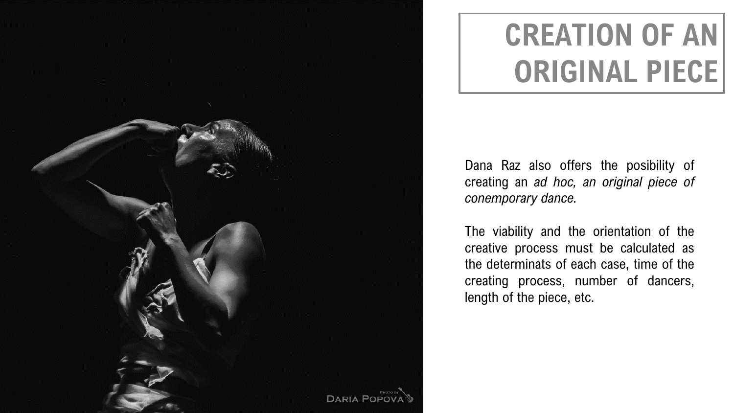# CREATION OF AN ORIGINAL PIECE

Dana Raz also offers the posibility of creating an *ad hoc, an original piece of conemporary dance.*

The viability and the orientation of the creative process must be calculated as the determinats of each case, time of the creating process, number of dancers, length of the piece, etc.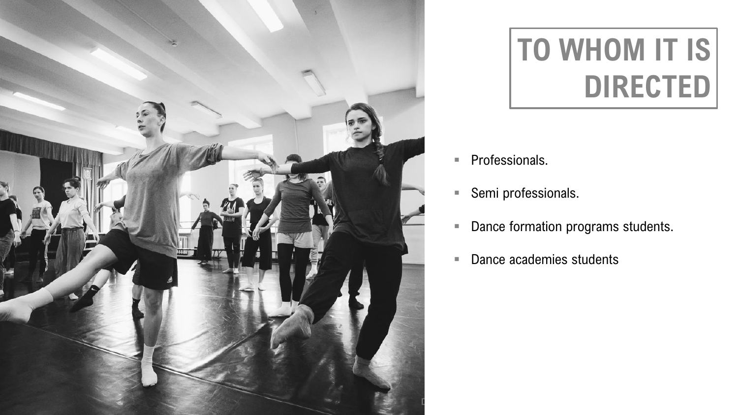# TO WHOM IT IS DIRECTED

- Professionals.
- Semi professionals.
- Dance formation programs students.
- Dance academies students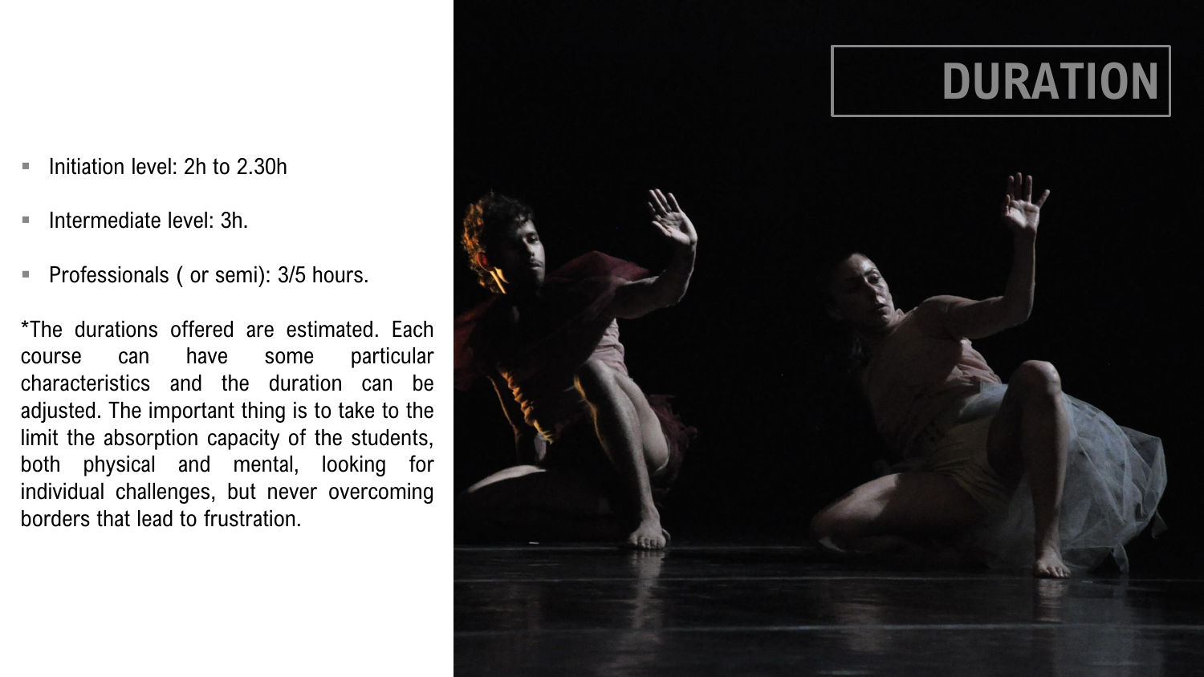# DURATION

- Initiation level: 2h to 2.30h
- Intermediate level: 3h.
- Professionals ( or semi): 3/5 hours.

*The durations offered are estimated. Each course can have some particular characteristics and the duration can be adjusted. The important thing is to take to the limit the absorption capacity of the students, both physical and mental, looking for individual challenges, but never overcoming borders that lead to frustration.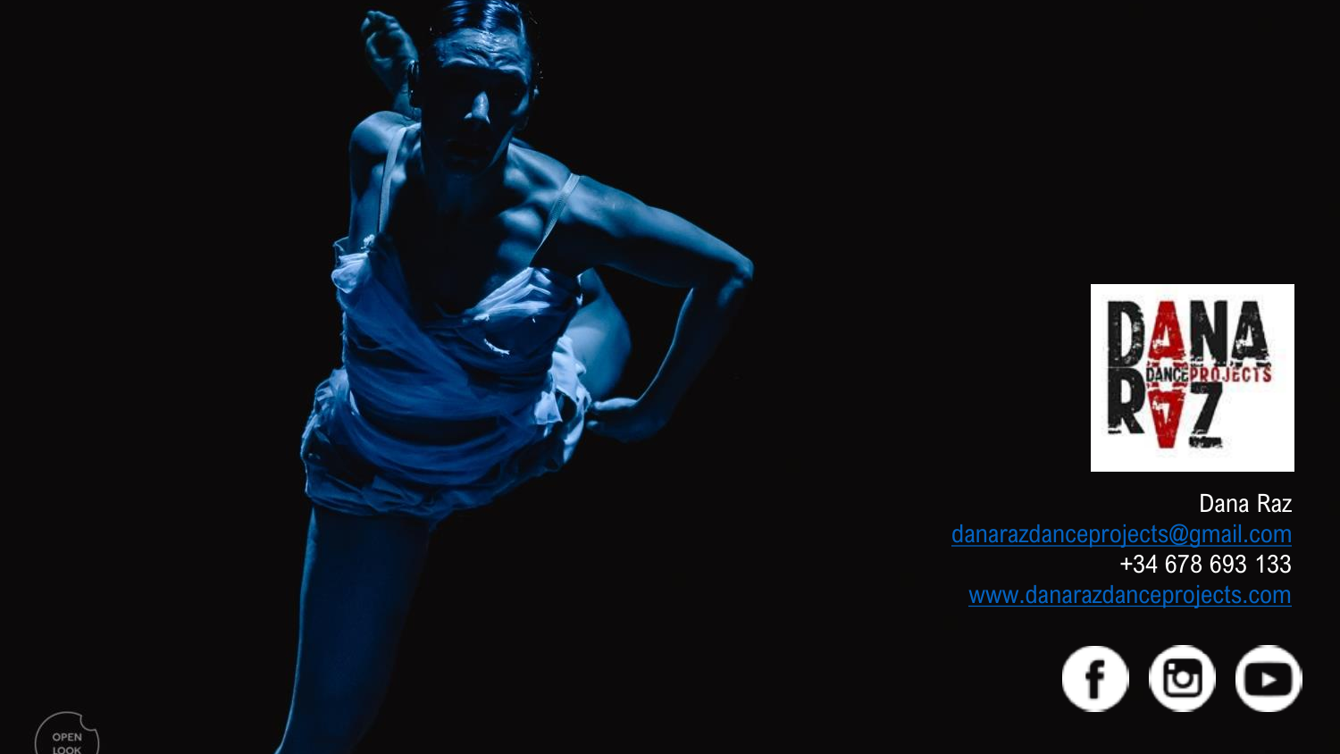Dana Raz
danarazdanceprojects@gmail.com
+34 678 693 133
www.danarazdanceprojects.com